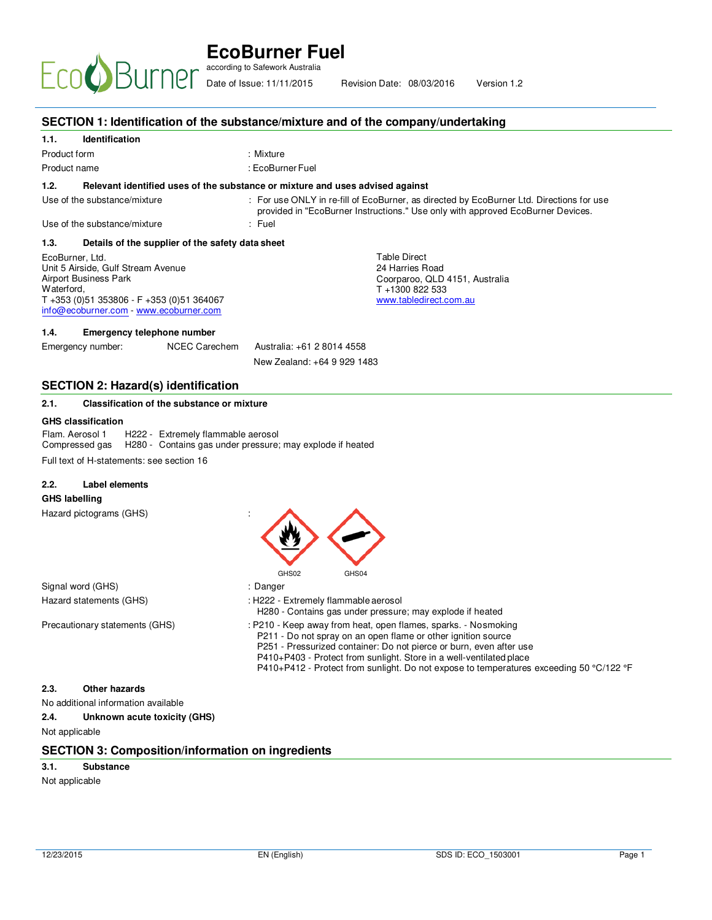# EcoBurner Fuel

according to Safework Australia

Date of Issue: 11/11/2015 Revision Date: 08/03/2016 Version 1.2

## SECTION 1: Identification of the substance/mixture and of the company/undertaking

### 1.1. Identification

| | |
|---|---|
| Product form | : Mixture |
| Product name | : EcoBurner Fuel |

### 1.2. Relevant identified uses of the substance or mixture and uses advised against

| | |
|---|---|
| Use of the substance/mixture | : For use ONLY in re-fill of EcoBurner, as directed by EcoBurner Ltd. Directions for use provided in "EcoBurner Instructions." Use only with approved EcoBurner Devices. |
| Use of the substance/mixture | : Fuel |

### 1.3. Details of the supplier of the safety data sheet

EcoBurner, Ltd.
Unit 5 Airside, Gulf Stream Avenue
Airport Business Park
Waterford,
T +353 (0)51 353806 - F +353 (0)51 364067
info@ecoburner.com - www.ecoburner.com

Table Direct
24 Harries Road
Coorparoo, QLD 4151, Australia
T +1300 822 533
www.tabledirect.com.au

### 1.4. Emergency telephone number

Emergency number: NCEC Carechem Australia: +61 2 8014 4558

New Zealand: +64 9 929 1483

## SECTION 2: Hazard(s) identification

### 2.1. Classification of the substance or mixture

**GHS classification**

Flam. Aerosol 1 H222 - Extremely flammable aerosol
Compressed gas H280 - Contains gas under pressure; may explode if heated

Full text of H-statements: see section 16

### 2.2. Label elements

**GHS labelling**

Hazard pictograms (GHS) :

GHS02 GHS04

| | |
|---|---|
| Signal word (GHS) | : Danger |
| Hazard statements (GHS) | : H222 - Extremely flammable aerosol<br>H280 - Contains gas under pressure; may explode if heated |
| Precautionary statements (GHS) | : P210 - Keep away from heat, open flames, sparks. - Nosmoking<br>P211 - Do not spray on an open flame or other ignition source<br>P251 - Pressurized container: Do not pierce or burn, even after use<br>P410+P403 - Protect from sunlight. Store in a well-ventilated place<br>P410+P412 - Protect from sunlight. Do not expose to temperatures exceeding 50 °C/122 °F |

### 2.3. Other hazards

No additional information available

### 2.4. Unknown acute toxicity (GHS)

Not applicable

## SECTION 3: Composition/information on ingredients

### 3.1. Substance

Not applicable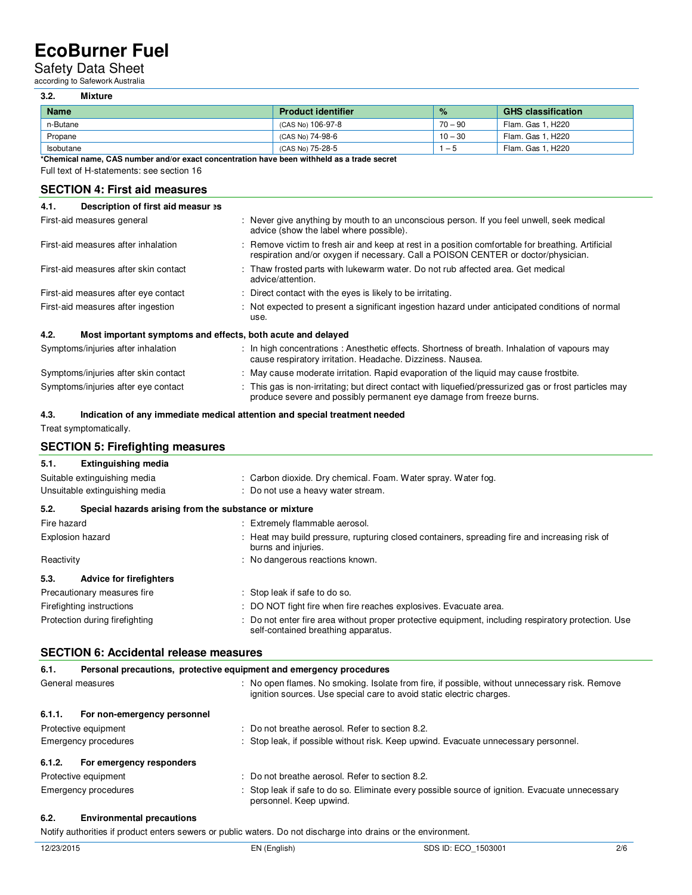### 3.2. Mixture

| Name | Product identifier | % | GHS classification |
|---|---|---|---|
| n-Butane | (CAS No) 106-97-8 | 70 – 90 | Flam. Gas 1, H220 |
| Propane | (CAS No) 74-98-6 | 10 – 30 | Flam. Gas 1, H220 |
| Isobutane | (CAS No) 75-28-5 | 1 – 5 | Flam. Gas 1, H220 |

**\*Chemical name, CAS number and/or exact concentration have been withheld as a trade secret**

Full text of H-statements: see section 16

## SECTION 4: First aid measures

### 4.1. Description of first aid measures

First-aid measures general : Never give anything by mouth to an unconscious person. If you feel unwell, seek medical advice (show the label where possible).

First-aid measures after inhalation : Remove victim to fresh air and keep at rest in a position comfortable for breathing. Artificial respiration and/or oxygen if necessary. Call a POISON CENTER or doctor/physician.

First-aid measures after skin contact : Thaw frosted parts with lukewarm water. Do not rub affected area. Get medical advice/attention.

First-aid measures after eye contact : Direct contact with the eyes is likely to be irritating.

First-aid measures after ingestion : Not expected to present a significant ingestion hazard under anticipated conditions of normal use.

### 4.2. Most important symptoms and effects, both acute and delayed

Symptoms/injuries after inhalation : In high concentrations : Anesthetic effects. Shortness of breath. Inhalation of vapours may cause respiratory irritation. Headache. Dizziness. Nausea.

Symptoms/injuries after skin contact : May cause moderate irritation. Rapid evaporation of the liquid may cause frostbite.

Symptoms/injuries after eye contact : This gas is non-irritating; but direct contact with liquefied/pressurized gas or frost particles may produce severe and possibly permanent eye damage from freeze burns.

### 4.3. Indication of any immediate medical attention and special treatment needed

Treat symptomatically.

## SECTION 5: Firefighting measures

### 5.1. Extinguishing media

Suitable extinguishing media : Carbon dioxide. Dry chemical. Foam. Water spray. Water fog.

Unsuitable extinguishing media : Do not use a heavy water stream.

### 5.2. Special hazards arising from the substance or mixture

Fire hazard : Extremely flammable aerosol.

Explosion hazard : Heat may build pressure, rupturing closed containers, spreading fire and increasing risk of burns and injuries.

Reactivity : No dangerous reactions known.

### 5.3. Advice for firefighters

Precautionary measures fire : Stop leak if safe to do so.

Firefighting instructions : DO NOT fight fire when fire reaches explosives. Evacuate area.

Protection during firefighting : Do not enter fire area without proper protective equipment, including respiratory protection. Use self-contained breathing apparatus.

## SECTION 6: Accidental release measures

### 6.1. Personal precautions, protective equipment and emergency procedures

General measures : No open flames. No smoking. Isolate from fire, if possible, without unnecessary risk. Remove ignition sources. Use special care to avoid static electric charges.

#### 6.1.1. For non-emergency personnel

Protective equipment : Do not breathe aerosol. Refer to section 8.2.

Emergency procedures : Stop leak, if possible without risk. Keep upwind. Evacuate unnecessary personnel.

#### 6.1.2. For emergency responders

Protective equipment : Do not breathe aerosol. Refer to section 8.2.

Emergency procedures : Stop leak if safe to do so. Eliminate every possible source of ignition. Evacuate unnecessary personnel. Keep upwind.

### 6.2. Environmental precautions

Notify authorities if product enters sewers or public waters. Do not discharge into drains or the environment.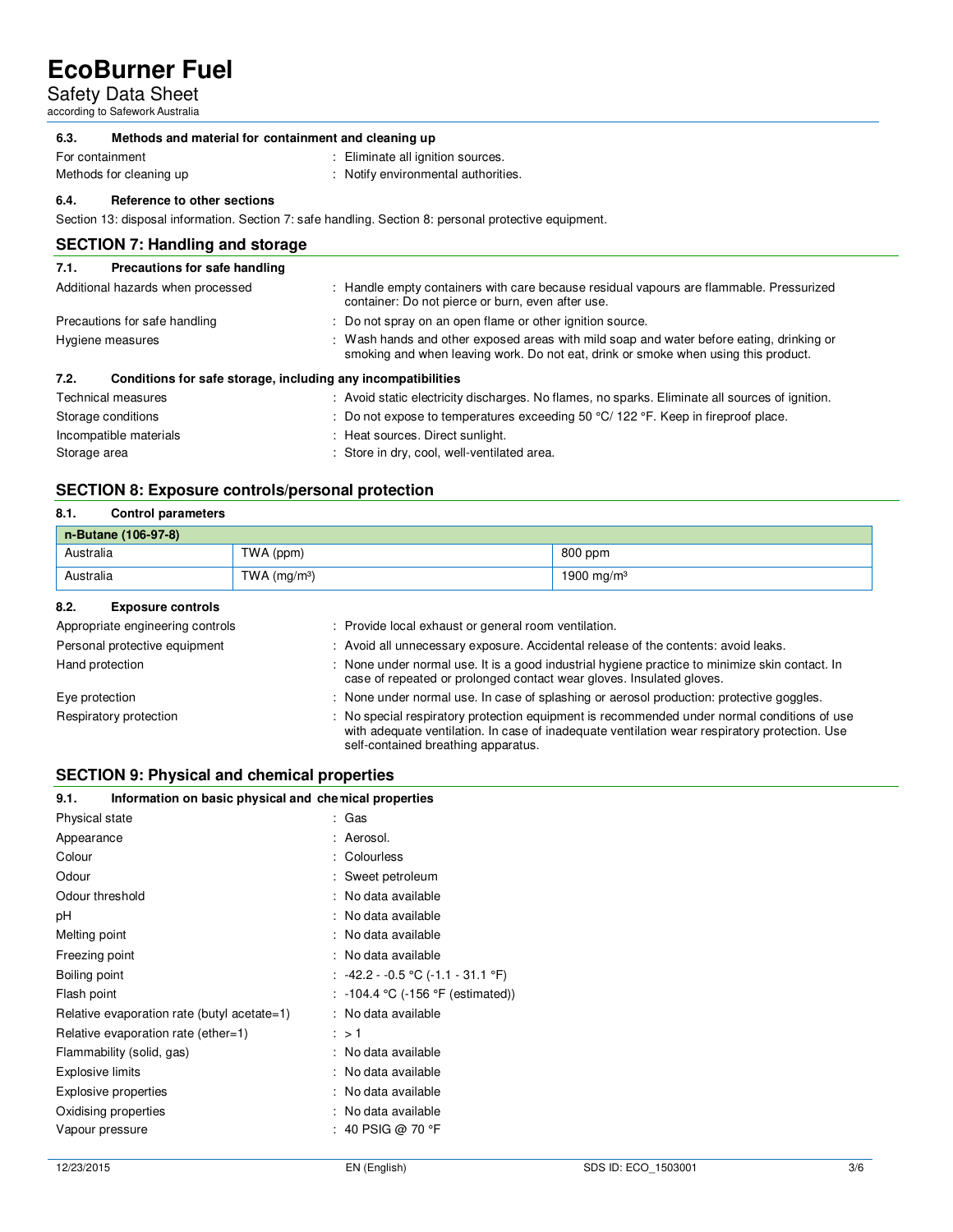#### 6.3. Methods and material for containment and cleaning up

| | |
|---|---|
| For containment | : Eliminate all ignition sources. |
| Methods for cleaning up | : Notify environmental authorities. |

#### 6.4. Reference to other sections

Section 13: disposal information. Section 7: safe handling. Section 8: personal protective equipment.

## SECTION 7: Handling and storage

#### 7.1. Precautions for safe handling

| | |
|---|---|
| Additional hazards when processed | : Handle empty containers with care because residual vapours are flammable. Pressurized container: Do not pierce or burn, even after use. |
| Precautions for safe handling | : Do not spray on an open flame or other ignition source. |
| Hygiene measures | : Wash hands and other exposed areas with mild soap and water before eating, drinking or smoking and when leaving work. Do not eat, drink or smoke when using this product. |

#### 7.2. Conditions for safe storage, including any incompatibilities

| | |
|---|---|
| Technical measures | : Avoid static electricity discharges. No flames, no sparks. Eliminate all sources of ignition. |
| Storage conditions | : Do not expose to temperatures exceeding 50 °C/ 122 °F. Keep in fireproof place. |
| Incompatible materials | : Heat sources. Direct sunlight. |
| Storage area | : Store in dry, cool, well-ventilated area. |

## SECTION 8: Exposure controls/personal protection

#### 8.1. Control parameters

| n-Butane (106-97-8) | | |
|---|---|---|
| Australia | TWA (ppm) | 800 ppm |
| Australia | TWA (mg/m³) | 1900 mg/m³ |

#### 8.2. Exposure controls

| | |
|---|---|
| Appropriate engineering controls | : Provide local exhaust or general room ventilation. |
| Personal protective equipment | : Avoid all unnecessary exposure. Accidental release of the contents: avoid leaks. |
| Hand protection | : None under normal use. It is a good industrial hygiene practice to minimize skin contact. In case of repeated or prolonged contact wear gloves. Insulated gloves. |
| Eye protection | : None under normal use. In case of splashing or aerosol production: protective goggles. |
| Respiratory protection | : No special respiratory protection equipment is recommended under normal conditions of use with adequate ventilation. In case of inadequate ventilation wear respiratory protection. Use self-contained breathing apparatus. |

## SECTION 9: Physical and chemical properties

#### 9.1. Information on basic physical and chemical properties

| | |
|---|---|
| Physical state | : Gas |
| Appearance | : Aerosol. |
| Colour | : Colourless |
| Odour | : Sweet petroleum |
| Odour threshold | : No data available |
| pH | : No data available |
| Melting point | : No data available |
| Freezing point | : No data available |
| Boiling point | : -42.2 - -0.5 °C (-1.1 - 31.1 °F) |
| Flash point | : -104.4 °C (-156 °F (estimated)) |
| Relative evaporation rate (butyl acetate=1) | : No data available |
| Relative evaporation rate (ether=1) | : > 1 |
| Flammability (solid, gas) | : No data available |
| Explosive limits | : No data available |
| Explosive properties | : No data available |
| Oxidising properties | : No data available |
| Vapour pressure | : 40 PSIG @ 70 °F |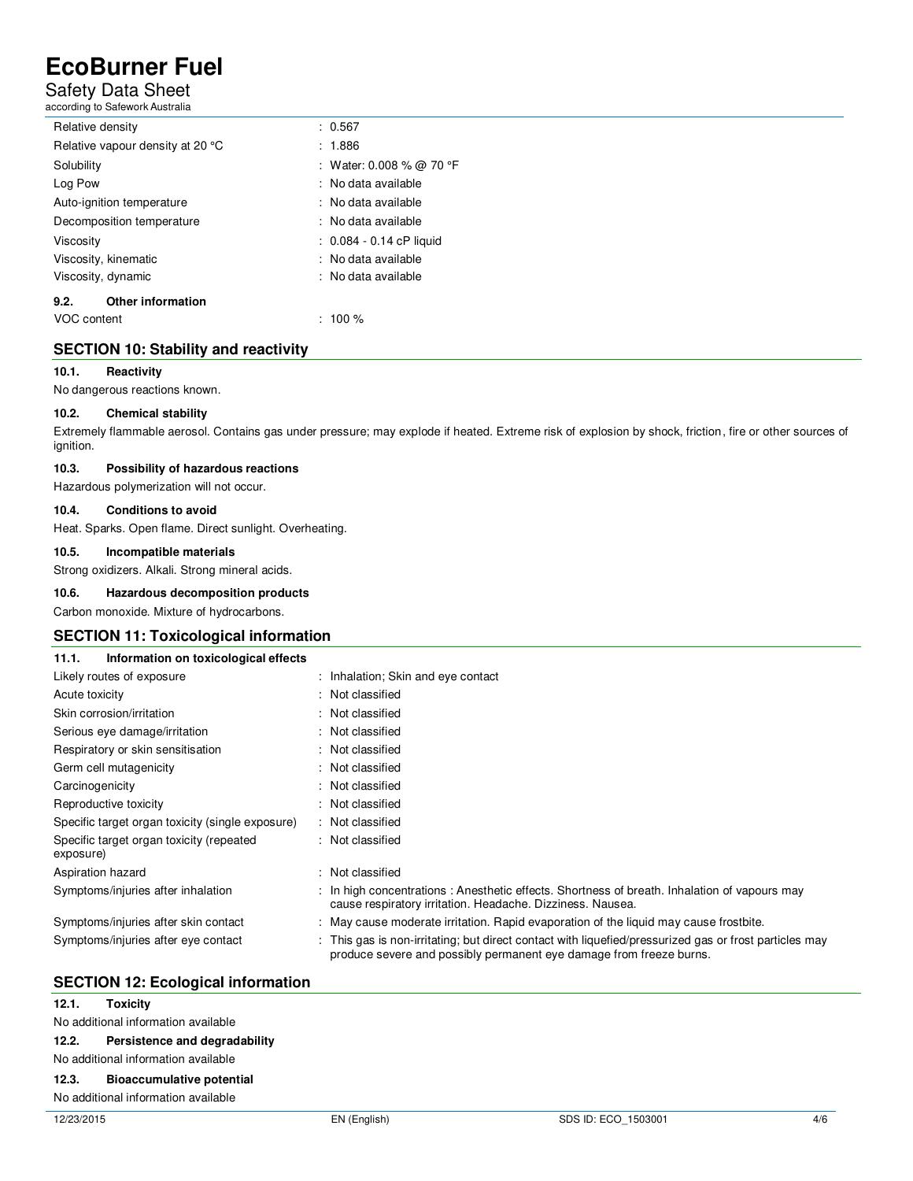| | |
|---|---|
| Relative density | : 0.567 |
| Relative vapour density at 20 °C | : 1.886 |
| Solubility | : Water: 0.008 % @ 70 °F |
| Log Pow | : No data available |
| Auto-ignition temperature | : No data available |
| Decomposition temperature | : No data available |
| Viscosity | : 0.084 - 0.14 cP liquid |
| Viscosity, kinematic | : No data available |
| Viscosity, dynamic | : No data available |

### 9.2. Other information

| | |
|---|---|
| VOC content | : 100 % |

## SECTION 10: Stability and reactivity

### 10.1. Reactivity

No dangerous reactions known.

### 10.2. Chemical stability

Extremely flammable aerosol. Contains gas under pressure; may explode if heated. Extreme risk of explosion by shock, friction, fire or other sources of ignition.

### 10.3. Possibility of hazardous reactions

Hazardous polymerization will not occur.

### 10.4. Conditions to avoid

Heat. Sparks. Open flame. Direct sunlight. Overheating.

### 10.5. Incompatible materials

Strong oxidizers. Alkali. Strong mineral acids.

### 10.6. Hazardous decomposition products

Carbon monoxide. Mixture of hydrocarbons.

## SECTION 11: Toxicological information

### 11.1. Information on toxicological effects

| | |
|---|---|
| Likely routes of exposure | : Inhalation; Skin and eye contact |
| Acute toxicity | : Not classified |
| Skin corrosion/irritation | : Not classified |
| Serious eye damage/irritation | : Not classified |
| Respiratory or skin sensitisation | : Not classified |
| Germ cell mutagenicity | : Not classified |
| Carcinogenicity | : Not classified |
| Reproductive toxicity | : Not classified |
| Specific target organ toxicity (single exposure) | : Not classified |
| Specific target organ toxicity (repeated exposure) | : Not classified |
| Aspiration hazard | : Not classified |
| Symptoms/injuries after inhalation | : In high concentrations : Anesthetic effects. Shortness of breath. Inhalation of vapours may cause respiratory irritation. Headache. Dizziness. Nausea. |
| Symptoms/injuries after skin contact | : May cause moderate irritation. Rapid evaporation of the liquid may cause frostbite. |
| Symptoms/injuries after eye contact | : This gas is non-irritating; but direct contact with liquefied/pressurized gas or frost particles may produce severe and possibly permanent eye damage from freeze burns. |

## SECTION 12: Ecological information

### 12.1. Toxicity

No additional information available

### 12.2. Persistence and degradability

No additional information available

### 12.3. Bioaccumulative potential

No additional information available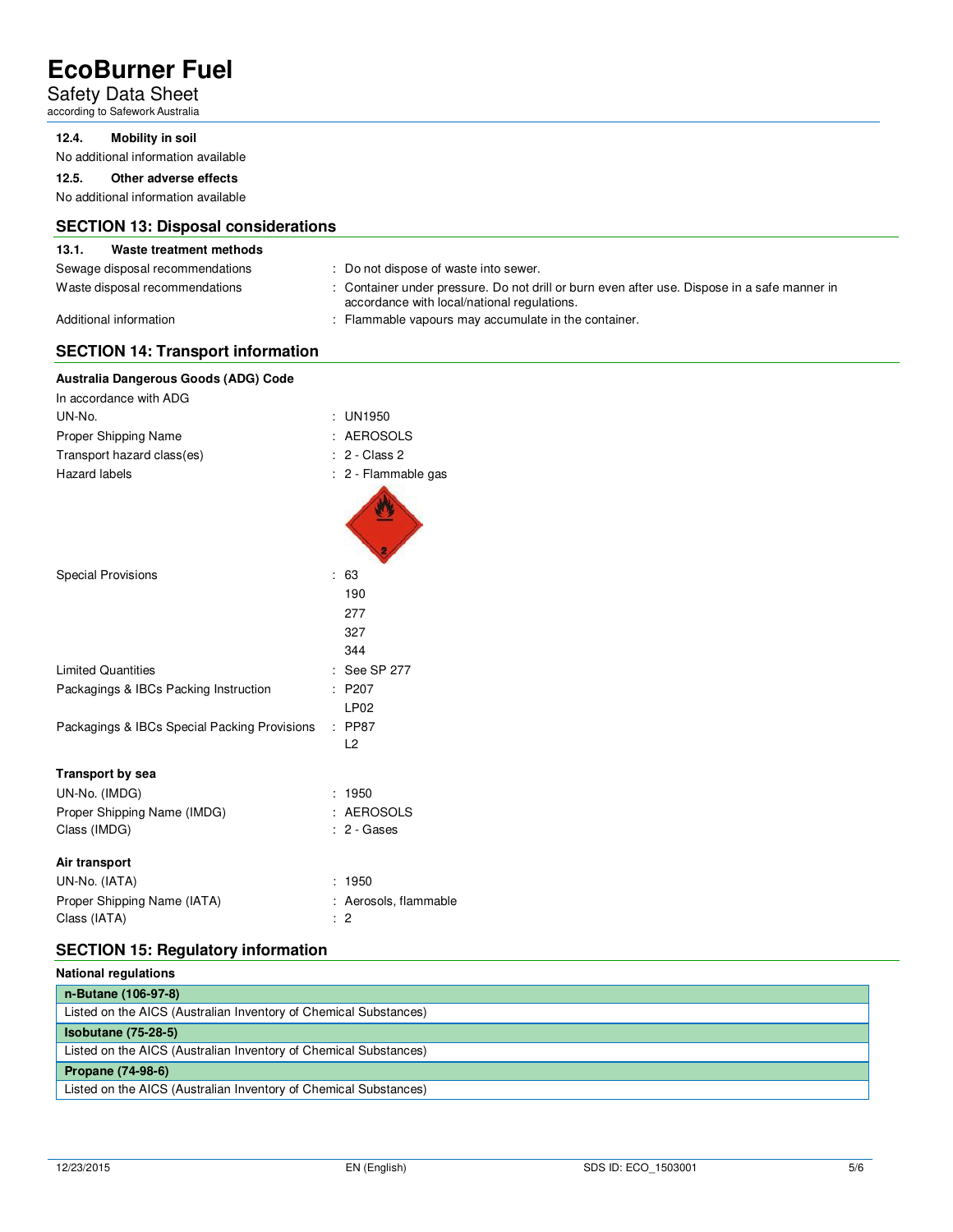### 12.4. Mobility in soil

No additional information available

### 12.5. Other adverse effects

No additional information available

## SECTION 13: Disposal considerations

### 13.1. Waste treatment methods

| | |
|---|---|
| Sewage disposal recommendations | : Do not dispose of waste into sewer. |
| Waste disposal recommendations | : Container under pressure. Do not drill or burn even after use. Dispose in a safe manner in accordance with local/national regulations. |
| Additional information | : Flammable vapours may accumulate in the container. |

## SECTION 14: Transport information

**Australia Dangerous Goods (ADG) Code**

In accordance with ADG

| | |
|---|---|
| UN-No. | : UN1950 |
| Proper Shipping Name | : AEROSOLS |
| Transport hazard class(es) | : 2 - Class 2 |
| Hazard labels | : 2 - Flammable gas |
| Special Provisions | : 63<br>190<br>277<br>327<br>344 |
| Limited Quantities | : See SP 277 |
| Packagings & IBCs Packing Instruction | : P207<br>LP02 |
| Packagings & IBCs Special Packing Provisions | : PP87<br>L2 |

**Transport by sea**

| | |
|---|---|
| UN-No. (IMDG) | : 1950 |
| Proper Shipping Name (IMDG) | : AEROSOLS |
| Class (IMDG) | : 2 - Gases |

**Air transport**

| | |
|---|---|
| UN-No. (IATA) | : 1950 |
| Proper Shipping Name (IATA) | : Aerosols, flammable |
| Class (IATA) | : 2 |

## SECTION 15: Regulatory information

**National regulations**

| n-Butane (106-97-8) |
|---|
| Listed on the AICS (Australian Inventory of Chemical Substances) |
| **Isobutane (75-28-5)** |
| Listed on the AICS (Australian Inventory of Chemical Substances) |
| **Propane (74-98-6)** |
| Listed on the AICS (Australian Inventory of Chemical Substances) |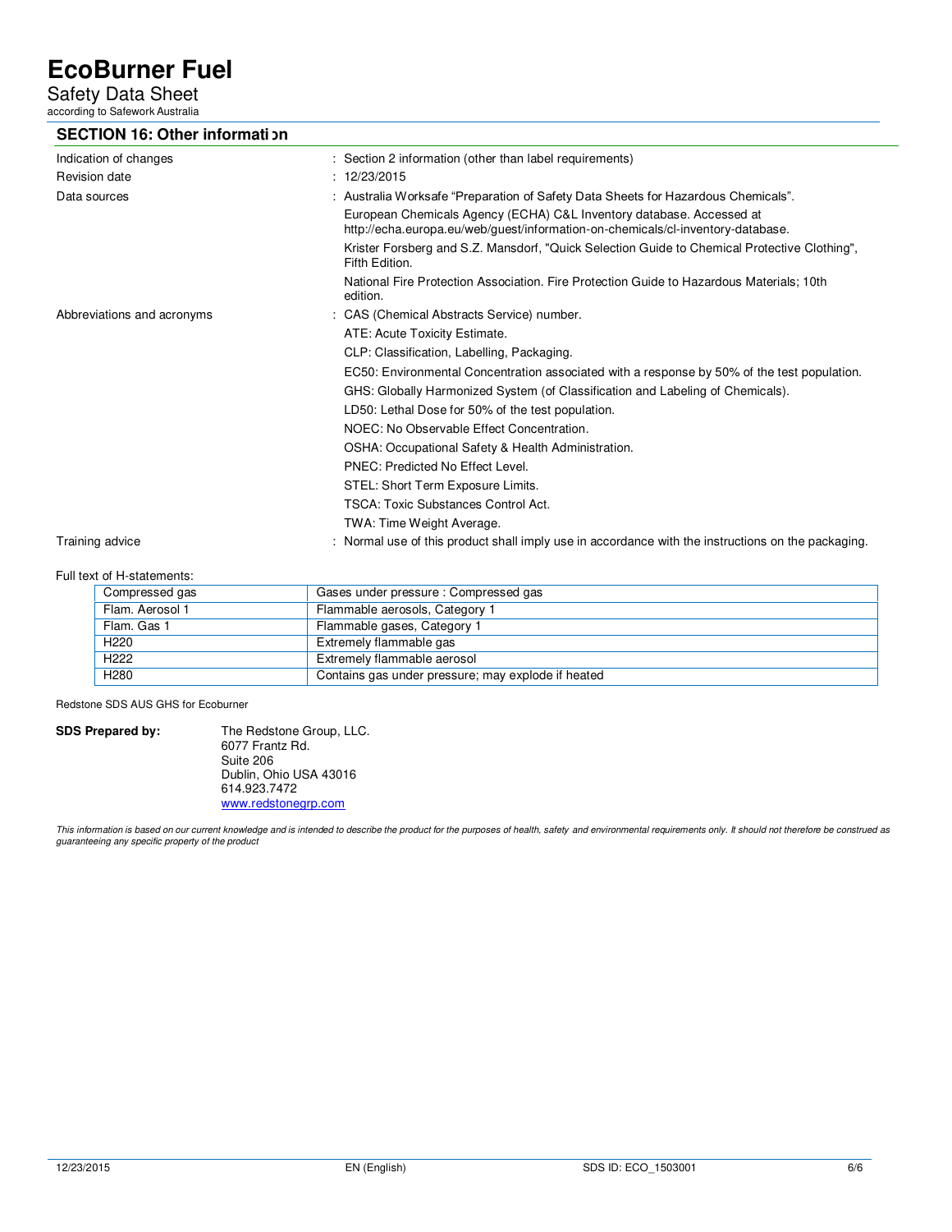## SECTION 16: Other information

| | |
|---|---|
| Indication of changes | : Section 2 information (other than label requirements) |
| Revision date | : 12/23/2015 |
| Data sources | : Australia Worksafe "Preparation of Safety Data Sheets for Hazardous Chemicals". European Chemicals Agency (ECHA) C&L Inventory database. Accessed at http://echa.europa.eu/web/guest/information-on-chemicals/cl-inventory-database. Krister Forsberg and S.Z. Mansdorf, "Quick Selection Guide to Chemical Protective Clothing", Fifth Edition. National Fire Protection Association. Fire Protection Guide to Hazardous Materials; 10th edition. |
| Abbreviations and acronyms | : CAS (Chemical Abstracts Service) number. ATE: Acute Toxicity Estimate. CLP: Classification, Labelling, Packaging. EC50: Environmental Concentration associated with a response by 50% of the test population. GHS: Globally Harmonized System (of Classification and Labeling of Chemicals). LD50: Lethal Dose for 50% of the test population. NOEC: No Observable Effect Concentration. OSHA: Occupational Safety & Health Administration. PNEC: Predicted No Effect Level. STEL: Short Term Exposure Limits. TSCA: Toxic Substances Control Act. TWA: Time Weight Average. |
| Training advice | : Normal use of this product shall imply use in accordance with the instructions on the packaging. |

Full text of H-statements:

| | |
|---|---|
| Compressed gas | Gases under pressure : Compressed gas |
| Flam. Aerosol 1 | Flammable aerosols, Category 1 |
| Flam. Gas 1 | Flammable gases, Category 1 |
| H220 | Extremely flammable gas |
| H222 | Extremely flammable aerosol |
| H280 | Contains gas under pressure; may explode if heated |

Redstone SDS AUS GHS for Ecoburner

**SDS Prepared by:**
The Redstone Group, LLC.
6077 Frantz Rd.
Suite 206
Dublin, Ohio USA 43016
614.923.7472
www.redstonegrp.com

*This information is based on our current knowledge and is intended to describe the product for the purposes of health, safety and environmental requirements only. It should not therefore be construed as guaranteeing any specific property of the product*